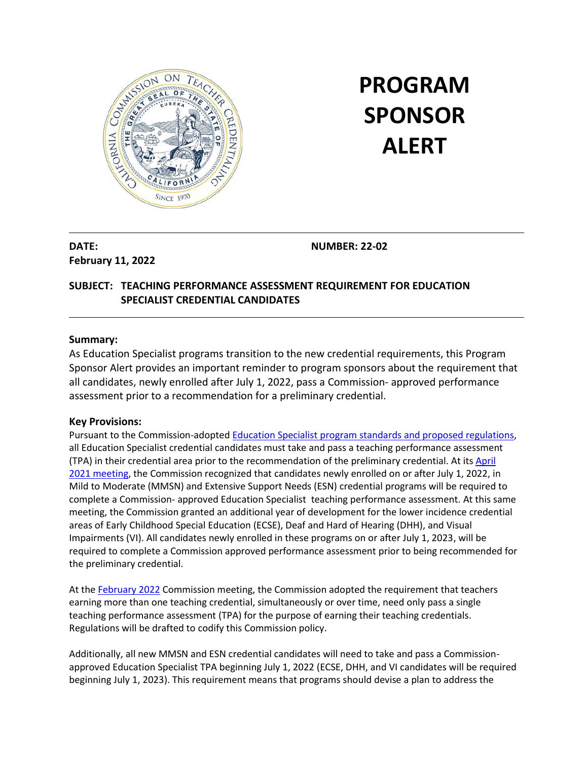# PROGRAM SPONSOR ALERT

**DATE:**
**February 11, 2022**

**NUMBER: 22-02**

**SUBJECT: TEACHING PERFORMANCE ASSESSMENT REQUIREMENT FOR EDUCATION SPECIALIST CREDENTIAL CANDIDATES**

## Summary:

As Education Specialist programs transition to the new credential requirements, this Program Sponsor Alert provides an important reminder to program sponsors about the requirement that all candidates, newly enrolled after July 1, 2022, pass a Commission- approved performance assessment prior to a recommendation for a preliminary credential.

## Key Provisions:

Pursuant to the Commission-adopted Education Specialist program standards and proposed regulations, all Education Specialist credential candidates must take and pass a teaching performance assessment (TPA) in their credential area prior to the recommendation of the preliminary credential. At its April 2021 meeting, the Commission recognized that candidates newly enrolled on or after July 1, 2022, in Mild to Moderate (MMSN) and Extensive Support Needs (ESN) credential programs will be required to complete a Commission- approved Education Specialist teaching performance assessment. At this same meeting, the Commission granted an additional year of development for the lower incidence credential areas of Early Childhood Special Education (ECSE), Deaf and Hard of Hearing (DHH), and Visual Impairments (VI). All candidates newly enrolled in these programs on or after July 1, 2023, will be required to complete a Commission approved performance assessment prior to being recommended for the preliminary credential.

At the February 2022 Commission meeting, the Commission adopted the requirement that teachers earning more than one teaching credential, simultaneously or over time, need only pass a single teaching performance assessment (TPA) for the purpose of earning their teaching credentials. Regulations will be drafted to codify this Commission policy.

Additionally, all new MMSN and ESN credential candidates will need to take and pass a Commission-approved Education Specialist TPA beginning July 1, 2022 (ECSE, DHH, and VI candidates will be required beginning July 1, 2023). This requirement means that programs should devise a plan to address the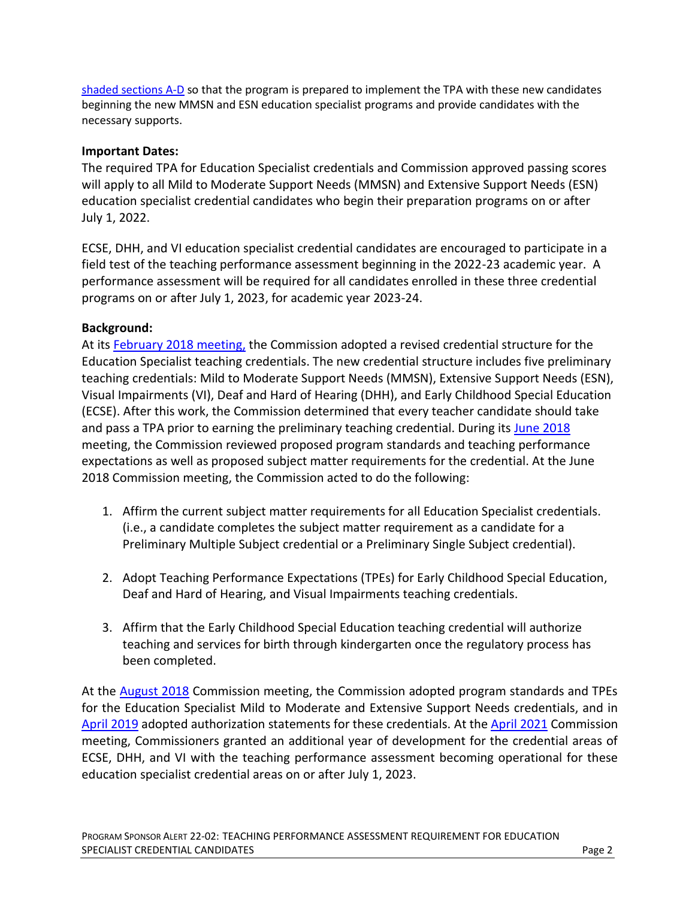shaded sections A-D so that the program is prepared to implement the TPA with these new candidates beginning the new MMSN and ESN education specialist programs and provide candidates with the necessary supports.

**Important Dates:**

The required TPA for Education Specialist credentials and Commission approved passing scores will apply to all Mild to Moderate Support Needs (MMSN) and Extensive Support Needs (ESN) education specialist credential candidates who begin their preparation programs on or after July 1, 2022.

ECSE, DHH, and VI education specialist credential candidates are encouraged to participate in a field test of the teaching performance assessment beginning in the 2022-23 academic year. A performance assessment will be required for all candidates enrolled in these three credential programs on or after July 1, 2023, for academic year 2023-24.

**Background:**

At its February 2018 meeting, the Commission adopted a revised credential structure for the Education Specialist teaching credentials. The new credential structure includes five preliminary teaching credentials: Mild to Moderate Support Needs (MMSN), Extensive Support Needs (ESN), Visual Impairments (VI), Deaf and Hard of Hearing (DHH), and Early Childhood Special Education (ECSE). After this work, the Commission determined that every teacher candidate should take and pass a TPA prior to earning the preliminary teaching credential. During its June 2018 meeting, the Commission reviewed proposed program standards and teaching performance expectations as well as proposed subject matter requirements for the credential. At the June 2018 Commission meeting, the Commission acted to do the following:

1. Affirm the current subject matter requirements for all Education Specialist credentials. (i.e., a candidate completes the subject matter requirement as a candidate for a Preliminary Multiple Subject credential or a Preliminary Single Subject credential).

2. Adopt Teaching Performance Expectations (TPEs) for Early Childhood Special Education, Deaf and Hard of Hearing, and Visual Impairments teaching credentials.

3. Affirm that the Early Childhood Special Education teaching credential will authorize teaching and services for birth through kindergarten once the regulatory process has been completed.

At the August 2018 Commission meeting, the Commission adopted program standards and TPEs for the Education Specialist Mild to Moderate and Extensive Support Needs credentials, and in April 2019 adopted authorization statements for these credentials. At the April 2021 Commission meeting, Commissioners granted an additional year of development for the credential areas of ECSE, DHH, and VI with the teaching performance assessment becoming operational for these education specialist credential areas on or after July 1, 2023.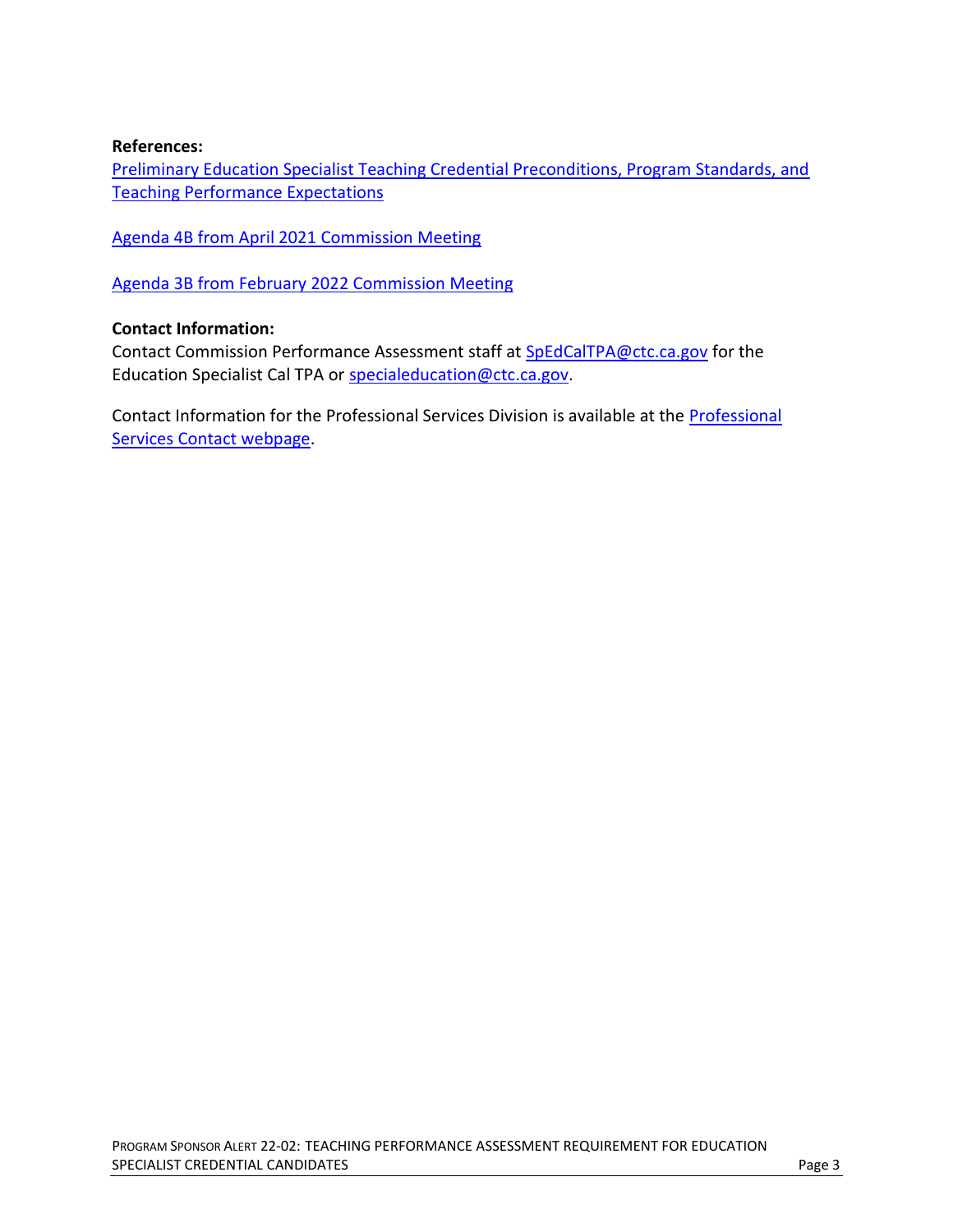**References:**

Preliminary Education Specialist Teaching Credential Preconditions, Program Standards, and Teaching Performance Expectations

Agenda 4B from April 2021 Commission Meeting

Agenda 3B from February 2022 Commission Meeting

**Contact Information:**

Contact Commission Performance Assessment staff at SpEdCalTPA@ctc.ca.gov for the Education Specialist Cal TPA or specialeducation@ctc.ca.gov.

Contact Information for the Professional Services Division is available at the Professional Services Contact webpage.